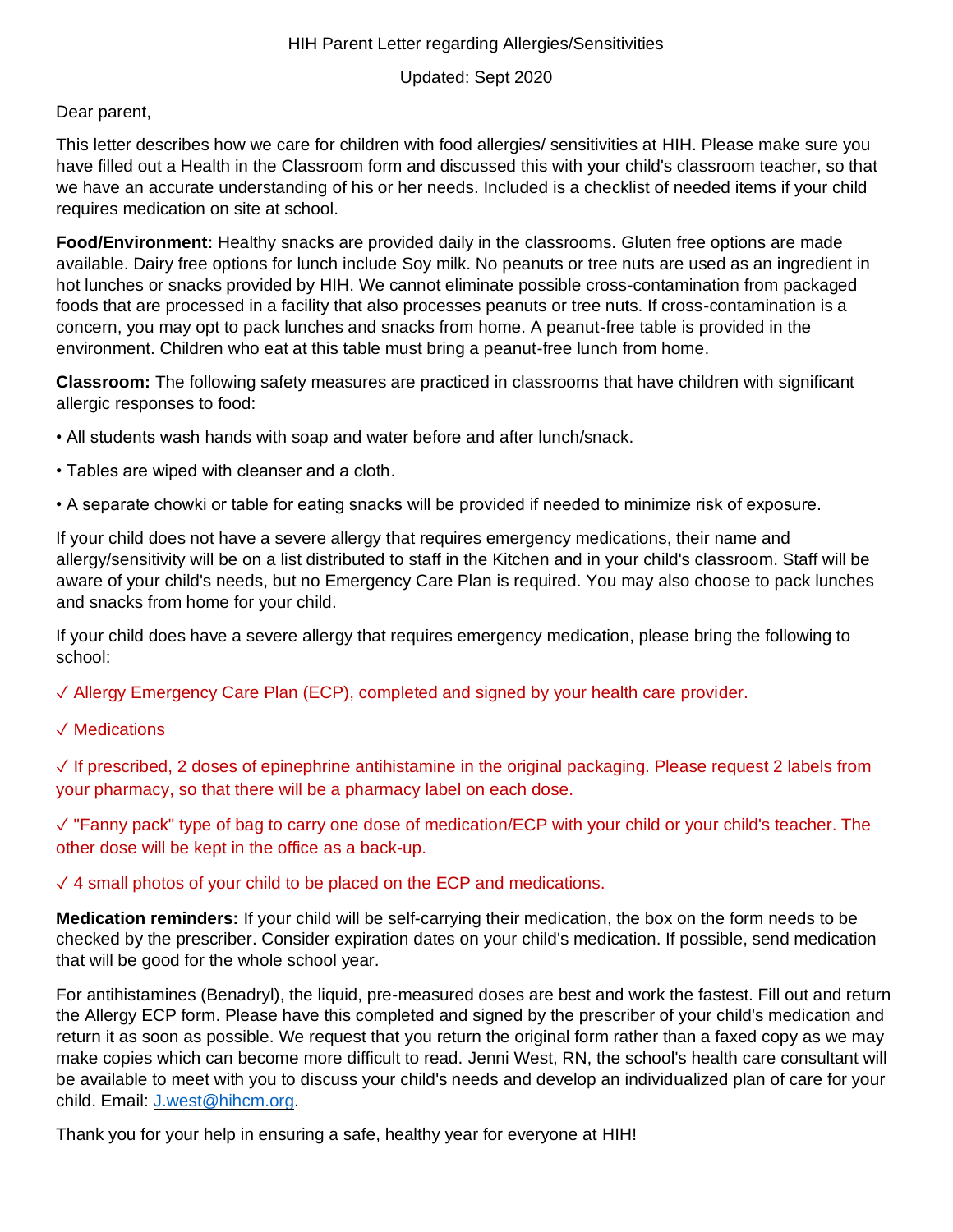HIH Parent Letter regarding Allergies/Sensitivities

Updated: Sept 2020

Dear parent,

This letter describes how we care for children with food allergies/ sensitivities at HIH. Please make sure you have filled out a Health in the Classroom form and discussed this with your child's classroom teacher, so that we have an accurate understanding of his or her needs. Included is a checklist of needed items if your child requires medication on site at school.

**Food/Environment:** Healthy snacks are provided daily in the classrooms. Gluten free options are made available. Dairy free options for lunch include Soy milk. No peanuts or tree nuts are used as an ingredient in hot lunches or snacks provided by HIH. We cannot eliminate possible cross-contamination from packaged foods that are processed in a facility that also processes peanuts or tree nuts. If cross-contamination is a concern, you may opt to pack lunches and snacks from home. A peanut-free table is provided in the environment. Children who eat at this table must bring a peanut-free lunch from home.

**Classroom:** The following safety measures are practiced in classrooms that have children with significant allergic responses to food:

• All students wash hands with soap and water before and after lunch/snack.

• Tables are wiped with cleanser and a cloth.

• A separate chowki or table for eating snacks will be provided if needed to minimize risk of exposure.

If your child does not have a severe allergy that requires emergency medications, their name and allergy/sensitivity will be on a list distributed to staff in the Kitchen and in your child's classroom. Staff will be aware of your child's needs, but no Emergency Care Plan is required. You may also choose to pack lunches and snacks from home for your child.

If your child does have a severe allergy that requires emergency medication, please bring the following to school:

✓ Allergy Emergency Care Plan (ECP), completed and signed by your health care provider.

✓ Medications

✓ If prescribed, 2 doses of epinephrine antihistamine in the original packaging. Please request 2 labels from your pharmacy, so that there will be a pharmacy label on each dose.

✓ "Fanny pack" type of bag to carry one dose of medication/ECP with your child or your child's teacher. The other dose will be kept in the office as a back-up.

✓ 4 small photos of your child to be placed on the ECP and medications.

**Medication reminders:** If your child will be self-carrying their medication, the box on the form needs to be checked by the prescriber. Consider expiration dates on your child's medication. If possible, send medication that will be good for the whole school year.

For antihistamines (Benadryl), the liquid, pre-measured doses are best and work the fastest. Fill out and return the Allergy ECP form. Please have this completed and signed by the prescriber of your child's medication and return it as soon as possible. We request that you return the original form rather than a faxed copy as we may make copies which can become more difficult to read. Jenni West, RN, the school's health care consultant will be available to meet with you to discuss your child's needs and develop an individualized plan of care for your child. Email: [J.west@hihcm.org](mailto:J.west@hihcm.org).

Thank you for your help in ensuring a safe, healthy year for everyone at HIH!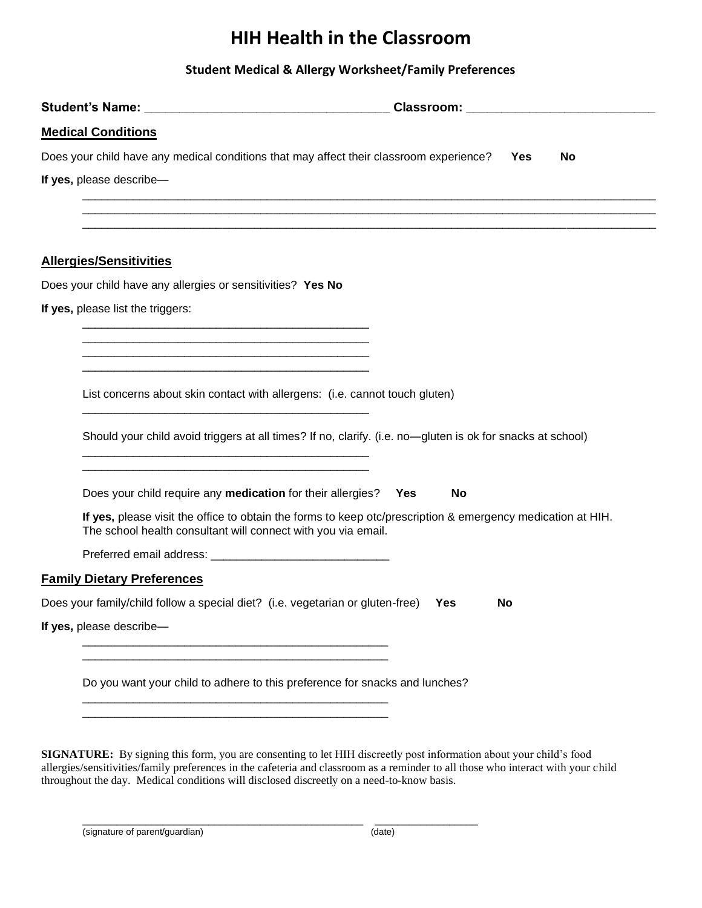# HIH Health in the Classroom

### Student Medical & Allergy Worksheet/Family Preferences

**Student's Name:** ___________________________________ **Classroom:** __________________________

**Medical Conditions**

Does your child have any medical conditions that may affect their classroom experience? **Yes** **No**

**If yes,** please describe—

________________________________________________________________________________________
________________________________________________________________________________________
________________________________________________________________________________________

**Allergies/Sensitivities**

Does your child have any allergies or sensitivities? **Yes No**

**If yes,** please list the triggers:

_____________________________________________
_____________________________________________
_____________________________________________
_____________________________________________

List concerns about skin contact with allergens: (i.e. cannot touch gluten)

_____________________________________________

Should your child avoid triggers at all times? If no, clarify. (i.e. no—gluten is ok for snacks at school)

_____________________________________________
_____________________________________________

Does your child require any **medication** for their allergies? **Yes** **No**

**If yes,** please visit the office to obtain the forms to keep otc/prescription & emergency medication at HIH. The school health consultant will connect with you via email.

Preferred email address: ___________________________

**Family Dietary Preferences**

Does your family/child follow a special diet? (i.e. vegetarian or gluten-free) **Yes** **No**

**If yes,** please describe—

_______________________________________________
_______________________________________________

Do you want your child to adhere to this preference for snacks and lunches?

_______________________________________________
_______________________________________________

**SIGNATURE:** By signing this form, you are consenting to let HIH discreetly post information about your child's food allergies/sensitivities/family preferences in the cafeteria and classroom as a reminder to all those who interact with your child throughout the day. Medical conditions will disclosed discreetly on a need-to-know basis.

_______________________________________________ __________________
(signature of parent/guardian) (date)